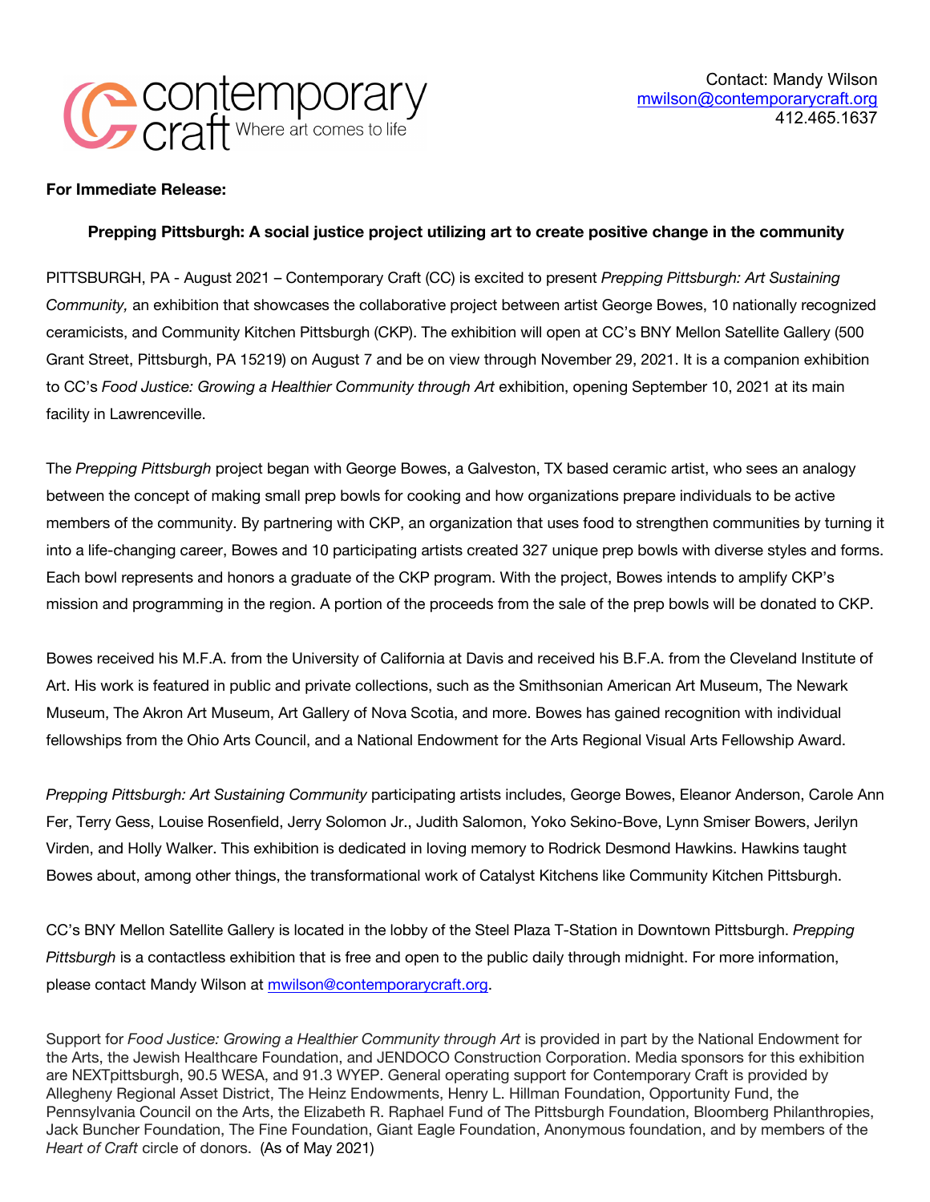contemporary craft Where art comes to life

Contact: Mandy Wilson
mwilson@contemporarycraft.org
412.465.1637

**For Immediate Release:**

**Prepping Pittsburgh: A social justice project utilizing art to create positive change in the community**

PITTSBURGH, PA - August 2021 – Contemporary Craft (CC) is excited to present *Prepping Pittsburgh: Art Sustaining Community,* an exhibition that showcases the collaborative project between artist George Bowes, 10 nationally recognized ceramicists, and Community Kitchen Pittsburgh (CKP). The exhibition will open at CC's BNY Mellon Satellite Gallery (500 Grant Street, Pittsburgh, PA 15219) on August 7 and be on view through November 29, 2021. It is a companion exhibition to CC's *Food Justice: Growing a Healthier Community through Art* exhibition, opening September 10, 2021 at its main facility in Lawrenceville.

The *Prepping Pittsburgh* project began with George Bowes, a Galveston, TX based ceramic artist, who sees an analogy between the concept of making small prep bowls for cooking and how organizations prepare individuals to be active members of the community. By partnering with CKP, an organization that uses food to strengthen communities by turning it into a life-changing career, Bowes and 10 participating artists created 327 unique prep bowls with diverse styles and forms. Each bowl represents and honors a graduate of the CKP program. With the project, Bowes intends to amplify CKP's mission and programming in the region. A portion of the proceeds from the sale of the prep bowls will be donated to CKP.

Bowes received his M.F.A. from the University of California at Davis and received his B.F.A. from the Cleveland Institute of Art. His work is featured in public and private collections, such as the Smithsonian American Art Museum, The Newark Museum, The Akron Art Museum, Art Gallery of Nova Scotia, and more. Bowes has gained recognition with individual fellowships from the Ohio Arts Council, and a National Endowment for the Arts Regional Visual Arts Fellowship Award.

*Prepping Pittsburgh: Art Sustaining Community* participating artists includes, George Bowes, Eleanor Anderson, Carole Ann Fer, Terry Gess, Louise Rosenfield, Jerry Solomon Jr., Judith Salomon, Yoko Sekino-Bove, Lynn Smiser Bowers, Jerilyn Virden, and Holly Walker. This exhibition is dedicated in loving memory to Rodrick Desmond Hawkins. Hawkins taught Bowes about, among other things, the transformational work of Catalyst Kitchens like Community Kitchen Pittsburgh.

CC's BNY Mellon Satellite Gallery is located in the lobby of the Steel Plaza T-Station in Downtown Pittsburgh. *Prepping Pittsburgh* is a contactless exhibition that is free and open to the public daily through midnight. For more information, please contact Mandy Wilson at mwilson@contemporarycraft.org.

Support for *Food Justice: Growing a Healthier Community through Art* is provided in part by the National Endowment for the Arts, the Jewish Healthcare Foundation, and JENDOCO Construction Corporation. Media sponsors for this exhibition are NEXTpittsburgh, 90.5 WESA, and 91.3 WYEP. General operating support for Contemporary Craft is provided by Allegheny Regional Asset District, The Heinz Endowments, Henry L. Hillman Foundation, Opportunity Fund, the Pennsylvania Council on the Arts, the Elizabeth R. Raphael Fund of The Pittsburgh Foundation, Bloomberg Philanthropies, Jack Buncher Foundation, The Fine Foundation, Giant Eagle Foundation, Anonymous foundation, and by members of the *Heart of Craft* circle of donors. (As of May 2021)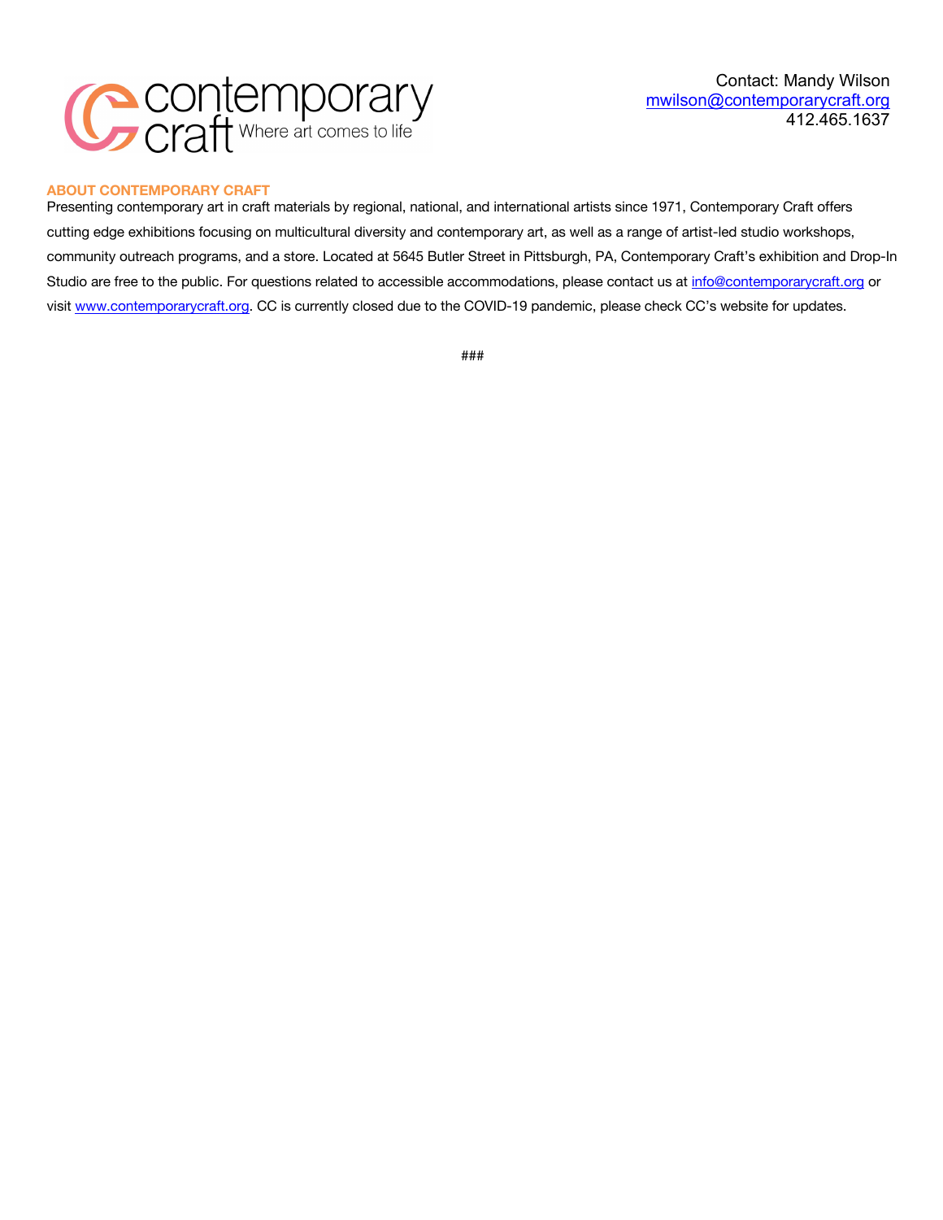Contact: Mandy Wilson
mwilson@contemporarycraft.org
412.465.1637

## ABOUT CONTEMPORARY CRAFT

Presenting contemporary art in craft materials by regional, national, and international artists since 1971, Contemporary Craft offers cutting edge exhibitions focusing on multicultural diversity and contemporary art, as well as a range of artist-led studio workshops, community outreach programs, and a store. Located at 5645 Butler Street in Pittsburgh, PA, Contemporary Craft's exhibition and Drop-In Studio are free to the public. For questions related to accessible accommodations, please contact us at info@contemporarycraft.org or visit www.contemporarycraft.org. CC is currently closed due to the COVID-19 pandemic, please check CC's website for updates.

###